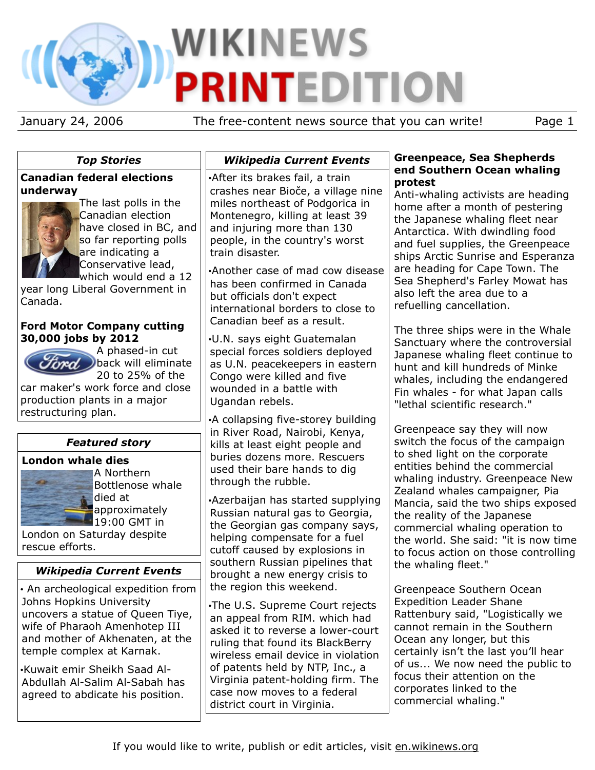# WIKINEWS PRINTEDITION

January 24, 2006 — The free-content news source that you can write!

## Top Stories

### Canadian federal elections underway

The last polls in the Canadian election have closed in BC, and so far reporting polls are indicating a Conservative lead, which would end a 12 year long Liberal Government in Canada.

### Ford Motor Company cutting 30,000 jobs by 2012

A phased-in cut back will eliminate 20 to 25% of the car maker's work force and close production plants in a major restructuring plan.

## Featured story

### London whale dies

A Northern Bottlenose whale died at approximately 19:00 GMT in London on Saturday despite rescue efforts.

## Wikipedia Current Events

- An archeological expedition from Johns Hopkins University uncovers a statue of Queen Tiye, wife of Pharaoh Amenhotep III and mother of Akhenaten, at the temple complex at Karnak.
- Kuwait emir Sheikh Saad Al-Abdullah Al-Salim Al-Sabah has agreed to abdicate his position.

## Wikipedia Current Events

- After its brakes fail, a train crashes near Bioče, a village nine miles northeast of Podgorica in Montenegro, killing at least 39 and injuring more than 130 people, in the country's worst train disaster.
- Another case of mad cow disease has been confirmed in Canada but officials don't expect international borders to close to Canadian beef as a result.
- U.N. says eight Guatemalan special forces soldiers deployed as U.N. peacekeepers in eastern Congo were killed and five wounded in a battle with Ugandan rebels.
- A collapsing five-storey building in River Road, Nairobi, Kenya, kills at least eight people and buries dozens more. Rescuers used their bare hands to dig through the rubble.
- Azerbaijan has started supplying Russian natural gas to Georgia, the Georgian gas company says, helping compensate for a fuel cutoff caused by explosions in southern Russian pipelines that brought a new energy crisis to the region this weekend.
- The U.S. Supreme Court rejects an appeal from RIM. which had asked it to reverse a lower-court ruling that found its BlackBerry wireless email device in violation of patents held by NTP, Inc., a Virginia patent-holding firm. The case now moves to a federal district court in Virginia.

## Greenpeace, Sea Shepherds end Southern Ocean whaling protest

Anti-whaling activists are heading home after a month of pestering the Japanese whaling fleet near Antarctica. With dwindling food and fuel supplies, the Greenpeace ships Arctic Sunrise and Esperanza are heading for Cape Town. The Sea Shepherd's Farley Mowat has also left the area due to a refuelling cancellation.

The three ships were in the Whale Sanctuary where the controversial Japanese whaling fleet continue to hunt and kill hundreds of Minke whales, including the endangered Fin whales - for what Japan calls "lethal scientific research."

Greenpeace say they will now switch the focus of the campaign to shed light on the corporate entities behind the commercial whaling industry. Greenpeace New Zealand whales campaigner, Pia Mancia, said the two ships exposed the reality of the Japanese commercial whaling operation to the world. She said: "it is now time to focus action on those controlling the whaling fleet."

Greenpeace Southern Ocean Expedition Leader Shane Rattenbury said, "Logistically we cannot remain in the Southern Ocean any longer, but this certainly isn't the last you'll hear of us... We now need the public to focus their attention on the corporates linked to the commercial whaling."

If you would like to write, publish or edit articles, visit en.wikinews.org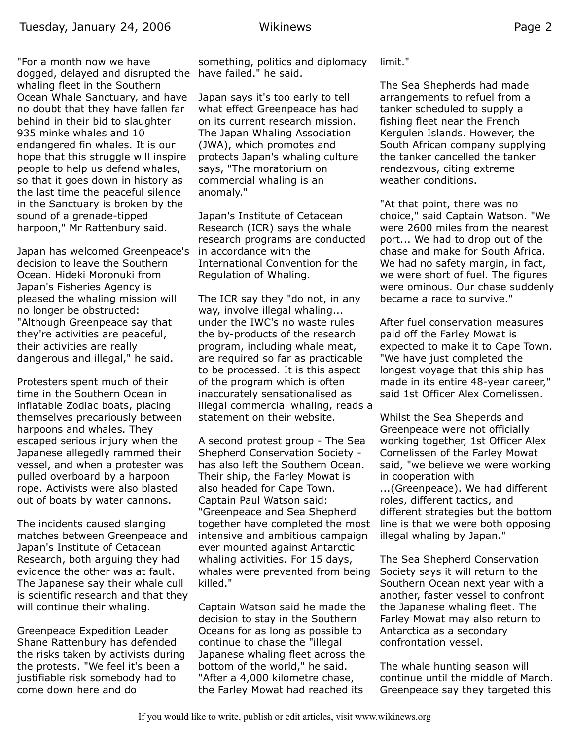"For a month now we have dogged, delayed and disrupted the whaling fleet in the Southern Ocean Whale Sanctuary, and have no doubt that they have fallen far behind in their bid to slaughter 935 minke whales and 10 endangered fin whales. It is our hope that this struggle will inspire people to help us defend whales, so that it goes down in history as the last time the peaceful silence in the Sanctuary is broken by the sound of a grenade-tipped harpoon," Mr Rattenbury said.

Japan has welcomed Greenpeace's decision to leave the Southern Ocean. Hideki Moronuki from Japan's Fisheries Agency is pleased the whaling mission will no longer be obstructed: "Although Greenpeace say that they're activities are peaceful, their activities are really dangerous and illegal," he said.

Protesters spent much of their time in the Southern Ocean in inflatable Zodiac boats, placing themselves precariously between harpoons and whales. They escaped serious injury when the Japanese allegedly rammed their vessel, and when a protester was pulled overboard by a harpoon rope. Activists were also blasted out of boats by water cannons.

The incidents caused slanging matches between Greenpeace and Japan's Institute of Cetacean Research, both arguing they had evidence the other was at fault. The Japanese say their whale cull is scientific research and that they will continue their whaling.

Greenpeace Expedition Leader Shane Rattenbury has defended the risks taken by activists during the protests. "We feel it's been a justifiable risk somebody had to come down here and do something, politics and diplomacy have failed." he said.

Japan says it's too early to tell what effect Greenpeace has had on its current research mission. The Japan Whaling Association (JWA), which promotes and protects Japan's whaling culture says, "The moratorium on commercial whaling is an anomaly."

Japan's Institute of Cetacean Research (ICR) says the whale research programs are conducted in accordance with the International Convention for the Regulation of Whaling.

The ICR say they "do not, in any way, involve illegal whaling... under the IWC's no waste rules the by-products of the research program, including whale meat, are required so far as practicable to be processed. It is this aspect of the program which is often inaccurately sensationalised as illegal commercial whaling, reads a statement on their website.

A second protest group - The Sea Shepherd Conservation Society - has also left the Southern Ocean. Their ship, the Farley Mowat is also headed for Cape Town. Captain Paul Watson said: "Greenpeace and Sea Shepherd together have completed the most intensive and ambitious campaign ever mounted against Antarctic whaling activities. For 15 days, whales were prevented from being killed."

Captain Watson said he made the decision to stay in the Southern Oceans for as long as possible to continue to chase the "illegal Japanese whaling fleet across the bottom of the world," he said. "After a 4,000 kilometre chase, the Farley Mowat had reached its limit."

The Sea Shepherds had made arrangements to refuel from a tanker scheduled to supply a fishing fleet near the French Kergulen Islands. However, the South African company supplying the tanker cancelled the tanker rendezvous, citing extreme weather conditions.

"At that point, there was no choice," said Captain Watson. "We were 2600 miles from the nearest port... We had to drop out of the chase and make for South Africa. We had no safety margin, in fact, we were short of fuel. The figures were ominous. Our chase suddenly became a race to survive."

After fuel conservation measures paid off the Farley Mowat is expected to make it to Cape Town. "We have just completed the longest voyage that this ship has made in its entire 48-year career," said 1st Officer Alex Cornelissen.

Whilst the Sea Sheperds and Greenpeace were not officially working together, 1st Officer Alex Cornelissen of the Farley Mowat said, "we believe we were working in cooperation with ...(Greenpeace). We had different roles, different tactics, and different strategies but the bottom line is that we were both opposing illegal whaling by Japan."

The Sea Shepherd Conservation Society says it will return to the Southern Ocean next year with a another, faster vessel to confront the Japanese whaling fleet. The Farley Mowat may also return to Antarctica as a secondary confrontation vessel.

The whale hunting season will continue until the middle of March. Greenpeace say they targeted this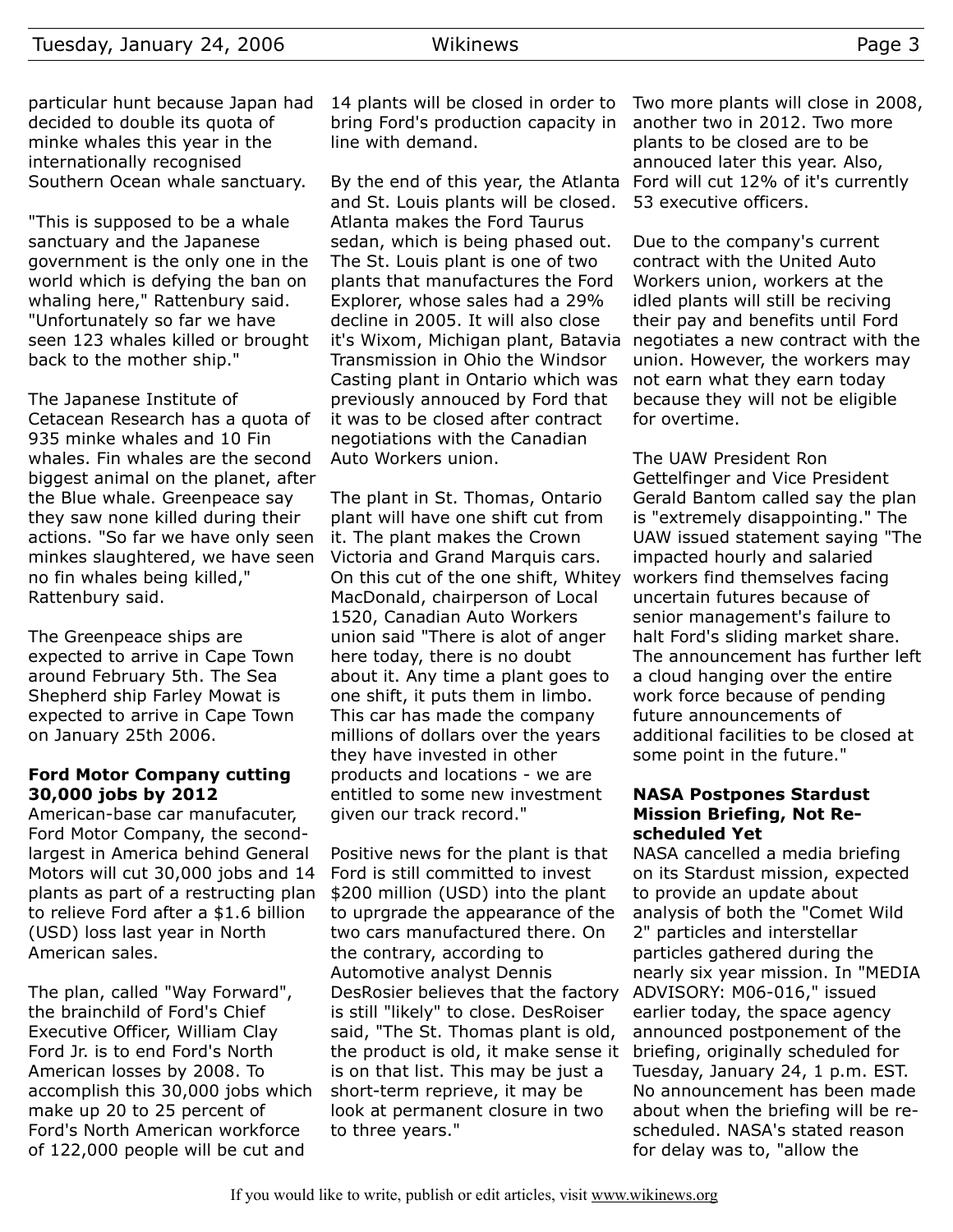particular hunt because Japan had decided to double its quota of minke whales this year in the internationally recognised Southern Ocean whale sanctuary.

"This is supposed to be a whale sanctuary and the Japanese government is the only one in the world which is defying the ban on whaling here," Rattenbury said. "Unfortunately so far we have seen 123 whales killed or brought back to the mother ship."

The Japanese Institute of Cetacean Research has a quota of 935 minke whales and 10 Fin whales. Fin whales are the second biggest animal on the planet, after the Blue whale. Greenpeace say they saw none killed during their actions. "So far we have only seen minkes slaughtered, we have seen no fin whales being killed," Rattenbury said.

The Greenpeace ships are expected to arrive in Cape Town around February 5th. The Sea Shepherd ship Farley Mowat is expected to arrive in Cape Town on January 25th 2006.

**Ford Motor Company cutting 30,000 jobs by 2012**

American-base car manufacuter, Ford Motor Company, the second-largest in America behind General Motors will cut 30,000 jobs and 14 plants as part of a restructing plan to relieve Ford after a $1.6 billion (USD) loss last year in North American sales.

The plan, called "Way Forward", the brainchild of Ford's Chief Executive Officer, William Clay Ford Jr. is to end Ford's North American losses by 2008. To accomplish this 30,000 jobs which make up 20 to 25 percent of Ford's North American workforce of 122,000 people will be cut and 14 plants will be closed in order to bring Ford's production capacity in line with demand.

By the end of this year, the Atlanta and St. Louis plants will be closed. Atlanta makes the Ford Taurus sedan, which is being phased out. The St. Louis plant is one of two plants that manufactures the Ford Explorer, whose sales had a 29% decline in 2005. It will also close it's Wixom, Michigan plant, Batavia Transmission in Ohio the Windsor Casting plant in Ontario which was previously annouced by Ford that it was to be closed after contract negotiations with the Canadian Auto Workers union.

The plant in St. Thomas, Ontario plant will have one shift cut from it. The plant makes the Crown Victoria and Grand Marquis cars. On this cut of the one shift, Whitey MacDonald, chairperson of Local 1520, Canadian Auto Workers union said "There is alot of anger here today, there is no doubt about it. Any time a plant goes to one shift, it puts them in limbo. This car has made the company millions of dollars over the years they have invested in other products and locations - we are entitled to some new investment given our track record."

Positive news for the plant is that Ford is still committed to invest $200 million (USD) into the plant to uprgrade the appearance of the two cars manufactured there. On the contrary, according to Automotive analyst Dennis DesRosier believes that the factory is still "likely" to close. DesRoiser said, "The St. Thomas plant is old, the product is old, it make sense it is on that list. This may be just a short-term reprieve, it may be look at permanent closure in two to three years."

Two more plants will close in 2008, another two in 2012. Two more plants to be closed are to be annouced later this year. Also, Ford will cut 12% of it's currently 53 executive officers.

Due to the company's current contract with the United Auto Workers union, workers at the idled plants will still be reciving their pay and benefits until Ford negotiates a new contract with the union. However, the workers may not earn what they earn today because they will not be eligible for overtime.

The UAW President Ron Gettelfinger and Vice President Gerald Bantom called say the plan is "extremely disappointing." The UAW issued statement saying "The impacted hourly and salaried workers find themselves facing uncertain futures because of senior management's failure to halt Ford's sliding market share. The announcement has further left a cloud hanging over the entire work force because of pending future announcements of additional facilities to be closed at some point in the future."

**NASA Postpones Stardust Mission Briefing, Not Re-scheduled Yet**

NASA cancelled a media briefing on its Stardust mission, expected to provide an update about analysis of both the "Comet Wild 2" particles and interstellar particles gathered during the nearly six year mission. In "MEDIA ADVISORY: M06-016," issued earlier today, the space agency announced postponement of the briefing, originally scheduled for Tuesday, January 24, 1 p.m. EST. No announcement has been made about when the briefing will be re-scheduled. NASA's stated reason for delay was to, "allow the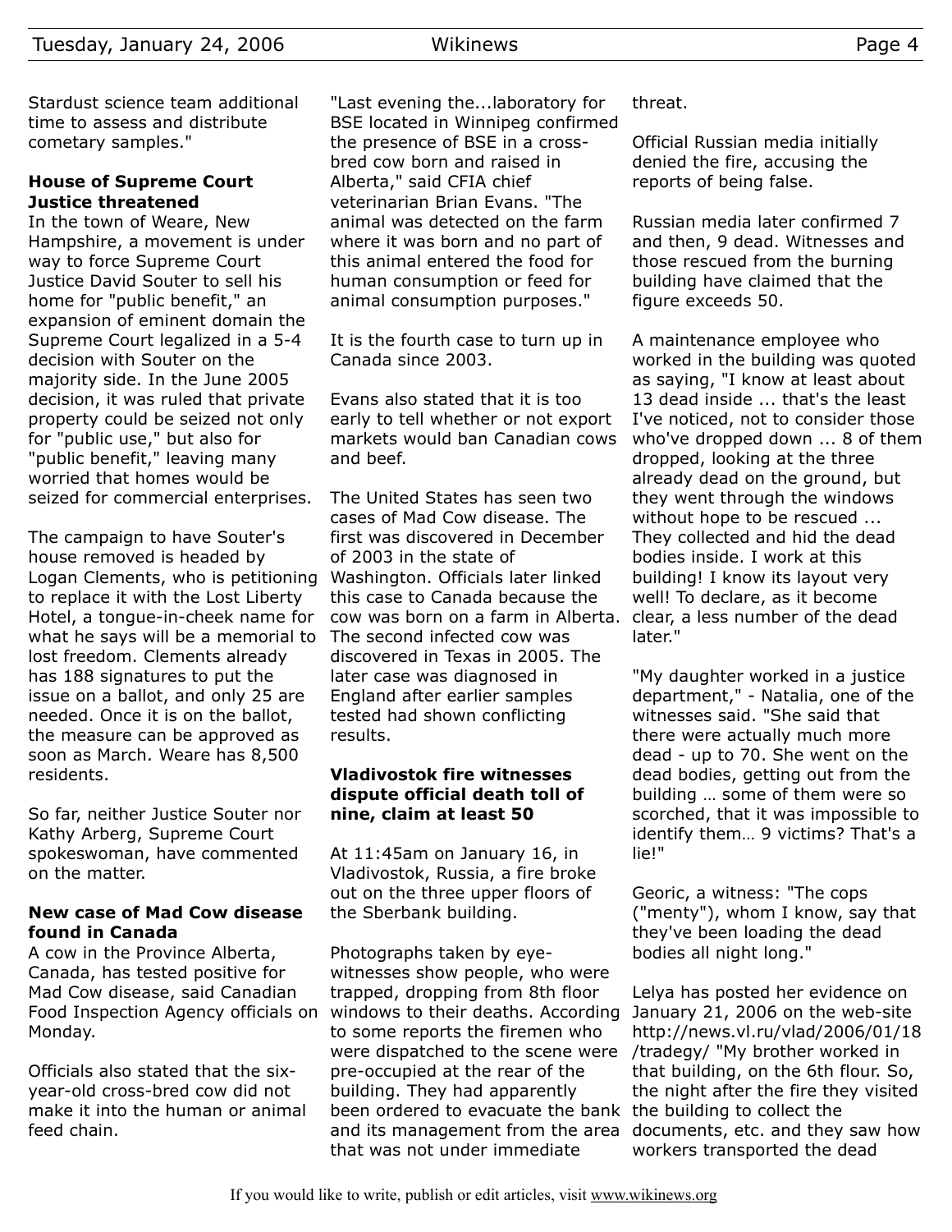Stardust science team additional time to assess and distribute cometary samples."

### House of Supreme Court Justice threatened

In the town of Weare, New Hampshire, a movement is under way to force Supreme Court Justice David Souter to sell his home for "public benefit," an expansion of eminent domain the Supreme Court legalized in a 5-4 decision with Souter on the majority side. In the June 2005 decision, it was ruled that private property could be seized not only for "public use," but also for "public benefit," leaving many worried that homes would be seized for commercial enterprises.

The campaign to have Souter's house removed is headed by Logan Clements, who is petitioning to replace it with the Lost Liberty Hotel, a tongue-in-cheek name for what he says will be a memorial to lost freedom. Clements already has 188 signatures to put the issue on a ballot, and only 25 are needed. Once it is on the ballot, the measure can be approved as soon as March. Weare has 8,500 residents.

So far, neither Justice Souter nor Kathy Arberg, Supreme Court spokeswoman, have commented on the matter.

### New case of Mad Cow disease found in Canada

A cow in the Province Alberta, Canada, has tested positive for Mad Cow disease, said Canadian Food Inspection Agency officials on Monday.

Officials also stated that the six-year-old cross-bred cow did not make it into the human or animal feed chain.

"Last evening the...laboratory for BSE located in Winnipeg confirmed the presence of BSE in a cross-bred cow born and raised in Alberta," said CFIA chief veterinarian Brian Evans. "The animal was detected on the farm where it was born and no part of this animal entered the food for human consumption or feed for animal consumption purposes."

It is the fourth case to turn up in Canada since 2003.

Evans also stated that it is too early to tell whether or not export markets would ban Canadian cows and beef.

The United States has seen two cases of Mad Cow disease. The first was discovered in December of 2003 in the state of Washington. Officials later linked this case to Canada because the cow was born on a farm in Alberta. The second infected cow was discovered in Texas in 2005. The later case was diagnosed in England after earlier samples tested had shown conflicting results.

### Vladivostok fire witnesses dispute official death toll of nine, claim at least 50

At 11:45am on January 16, in Vladivostok, Russia, a fire broke out on the three upper floors of the Sberbank building.

Photographs taken by eye-witnesses show people, who were trapped, dropping from 8th floor windows to their deaths. According to some reports the firemen who were dispatched to the scene were pre-occupied at the rear of the building. They had apparently been ordered to evacuate the bank and its management from the area that was not under immediate threat.

Official Russian media initially denied the fire, accusing the reports of being false.

Russian media later confirmed 7 and then, 9 dead. Witnesses and those rescued from the burning building have claimed that the figure exceeds 50.

A maintenance employee who worked in the building was quoted as saying, "I know at least about 13 dead inside ... that's the least I've noticed, not to consider those who've dropped down ... 8 of them dropped, looking at the three already dead on the ground, but they went through the windows without hope to be rescued ... They collected and hid the dead bodies inside. I work at this building! I know its layout very well! To declare, as it become clear, a less number of the dead later."

"My daughter worked in a justice department," - Natalia, one of the witnesses said. "She said that there were actually much more dead - up to 70. She went on the dead bodies, getting out from the building … some of them were so scorched, that it was impossible to identify them… 9 victims? That's a lie!"

Georic, a witness: "The cops ("menty"), whom I know, say that they've been loading the dead bodies all night long."

Lelya has posted her evidence on January 21, 2006 on the web-site http://news.vl.ru/vlad/2006/01/18/tradegy/ "My brother worked in that building, on the 6th flour. So, the night after the fire they visited the building to collect the documents, etc. and they saw how workers transported the dead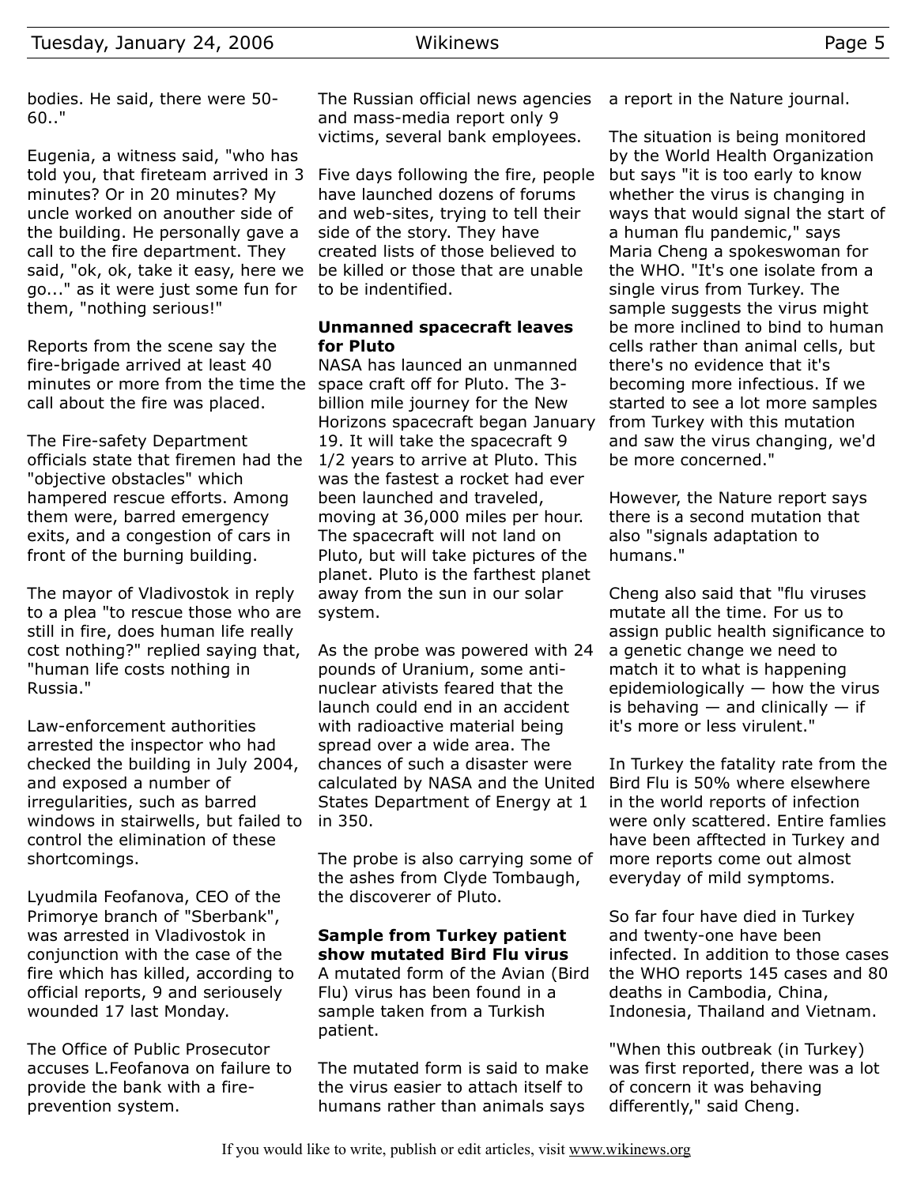bodies. He said, there were 50-60.."

Eugenia, a witness said, "who has told you, that fireteam arrived in 3 minutes? Or in 20 minutes? My uncle worked on anouther side of the building. He personally gave a call to the fire department. They said, "ok, ok, take it easy, here we go..." as it were just some fun for them, "nothing serious!"

Reports from the scene say the fire-brigade arrived at least 40 minutes or more from the time the call about the fire was placed.

The Fire-safety Department officials state that firemen had the "objective obstacles" which hampered rescue efforts. Among them were, barred emergency exits, and a congestion of cars in front of the burning building.

The mayor of Vladivostok in reply to a plea "to rescue those who are still in fire, does human life really cost nothing?" replied saying that, "human life costs nothing in Russia."

Law-enforcement authorities arrested the inspector who had checked the building in July 2004, and exposed a number of irregularities, such as barred windows in stairwells, but failed to control the elimination of these shortcomings.

Lyudmila Feofanova, CEO of the Primorye branch of "Sberbank", was arrested in Vladivostok in conjunction with the case of the fire which has killed, according to official reports, 9 and seriously wounded 17 last Monday.

The Office of Public Prosecutor accuses L.Feofanova on failure to provide the bank with a fire-prevention system.

The Russian official news agencies and mass-media report only 9 victims, several bank employees.

Five days following the fire, people have launched dozens of forums and web-sites, trying to tell their side of the story. They have created lists of those believed to be killed or those that are unable to be indentified.

**Unmanned spacecraft leaves for Pluto**

NASA has launced an unmanned space craft off for Pluto. The 3-billion mile journey for the New Horizons spacecraft began January 19. It will take the spacecraft 9 1/2 years to arrive at Pluto. This was the fastest a rocket had ever been launched and traveled, moving at 36,000 miles per hour. The spacecraft will not land on Pluto, but will take pictures of the planet. Pluto is the farthest planet away from the sun in our solar system.

As the probe was powered with 24 pounds of Uranium, some anti-nuclear ativists feared that the launch could end in an accident with radioactive material being spread over a wide area. The chances of such a disaster were calculated by NASA and the United States Department of Energy at 1 in 350.

The probe is also carrying some of the ashes from Clyde Tombaugh, the discoverer of Pluto.

**Sample from Turkey patient show mutated Bird Flu virus**

A mutated form of the Avian (Bird Flu) virus has been found in a sample taken from a Turkish patient.

The mutated form is said to make the virus easier to attach itself to humans rather than animals says a report in the Nature journal.

The situation is being monitored by the World Health Organization but says "it is too early to know whether the virus is changing in ways that would signal the start of a human flu pandemic," says Maria Cheng a spokeswoman for the WHO. "It's one isolate from a single virus from Turkey. The sample suggests the virus might be more inclined to bind to human cells rather than animal cells, but there's no evidence that it's becoming more infectious. If we started to see a lot more samples from Turkey with this mutation and saw the virus changing, we'd be more concerned."

However, the Nature report says there is a second mutation that also "signals adaptation to humans."

Cheng also said that "flu viruses mutate all the time. For us to assign public health significance to a genetic change we need to match it to what is happening epidemiologically — how the virus is behaving — and clinically — if it's more or less virulent."

In Turkey the fatality rate from the Bird Flu is 50% where elsewhere in the world reports of infection were only scattered. Entire famlies have been afftected in Turkey and more reports come out almost everyday of mild symptoms.

So far four have died in Turkey and twenty-one have been infected. In addition to those cases the WHO reports 145 cases and 80 deaths in Cambodia, China, Indonesia, Thailand and Vietnam.

"When this outbreak (in Turkey) was first reported, there was a lot of concern it was behaving differently," said Cheng.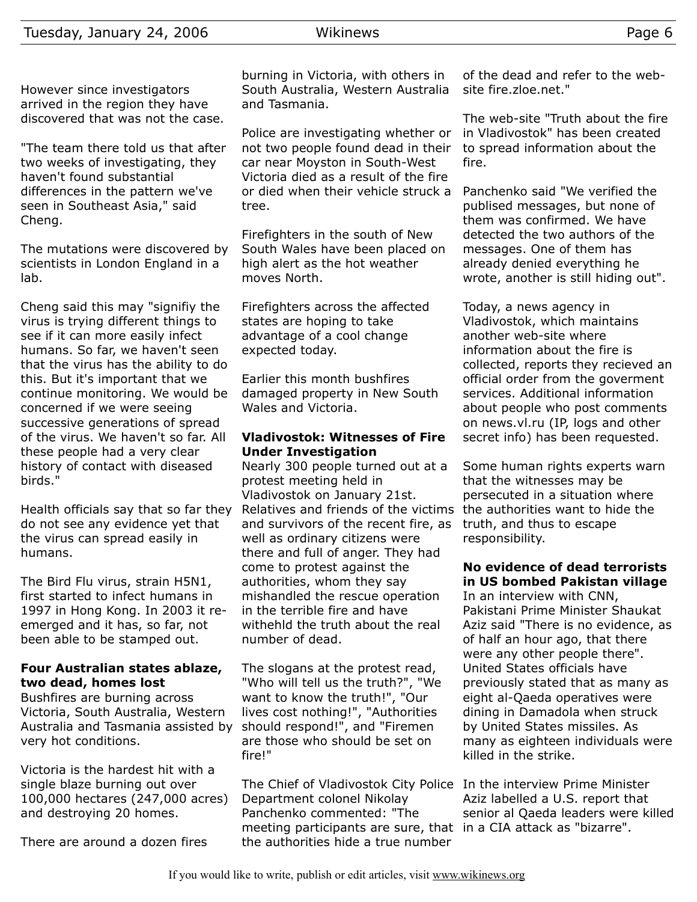However since investigators arrived in the region they have discovered that was not the case.

"The team there told us that after two weeks of investigating, they haven't found substantial differences in the pattern we've seen in Southeast Asia," said Cheng.

The mutations were discovered by scientists in London England in a lab.

Cheng said this may "signifiy the virus is trying different things to see if it can more easily infect humans. So far, we haven't seen that the virus has the ability to do this. But it's important that we continue monitoring. We would be concerned if we were seeing successive generations of spread of the virus. We haven't so far. All these people had a very clear history of contact with diseased birds."

Health officials say that so far they do not see any evidence yet that the virus can spread easily in humans.

The Bird Flu virus, strain H5N1, first started to infect humans in 1997 in Hong Kong. In 2003 it re-emerged and it has, so far, not been able to be stamped out.

### Four Australian states ablaze, two dead, homes lost

Bushfires are burning across Victoria, South Australia, Western Australia and Tasmania assisted by very hot conditions.

Victoria is the hardest hit with a single blaze burning out over 100,000 hectares (247,000 acres) and destroying 20 homes.

There are around a dozen fires burning in Victoria, with others in South Australia, Western Australia and Tasmania.

Police are investigating whether or not two people found dead in their car near Moyston in South-West Victoria died as a result of the fire or died when their vehicle struck a tree.

Firefighters in the south of New South Wales have been placed on high alert as the hot weather moves North.

Firefighters across the affected states are hoping to take advantage of a cool change expected today.

Earlier this month bushfires damaged property in New South Wales and Victoria.

### Vladivostok: Witnesses of Fire Under Investigation

Nearly 300 people turned out at a protest meeting held in Vladivostok on January 21st. Relatives and friends of the victims and survivors of the recent fire, as well as ordinary citizens were there and full of anger. They had come to protest against the authorities, whom they say mishandled the rescue operation in the terrible fire and have withehld the truth about the real number of dead.

The slogans at the protest read, "Who will tell us the truth?", "We want to know the truth!", "Our lives cost nothing!", "Authorities should respond!", and "Firemen are those who should be set on fire!"

The Chief of Vladivostok City Police Department colonel Nikolay Panchenko commented: "The meeting participants are sure, that the authorities hide a true number of the dead and refer to the web-site fire.zloe.net."

The web-site "Truth about the fire in Vladivostok" has been created to spread information about the fire.

Panchenko said "We verified the publised messages, but none of them was confirmed. We have detected the two authors of the messages. One of them has already denied everything he wrote, another is still hiding out".

Today, a news agency in Vladivostok, which maintains another web-site where information about the fire is collected, reports they recieved an official order from the goverment services. Additional information about people who post comments on news.vl.ru (IP, logs and other secret info) has been requested.

Some human rights experts warn that the witnesses may be persecuted in a situation where the authorities want to hide the truth, and thus to escape responsibility.

### No evidence of dead terrorists in US bombed Pakistan village

In an interview with CNN, Pakistani Prime Minister Shaukat Aziz said "There is no evidence, as of half an hour ago, that there were any other people there". United States officials have previously stated that as many as eight al-Qaeda operatives were dining in Damadola when struck by United States missiles. As many as eighteen individuals were killed in the strike.

In the interview Prime Minister Aziz labelled a U.S. report that senior al Qaeda leaders were killed in a CIA attack as "bizarre".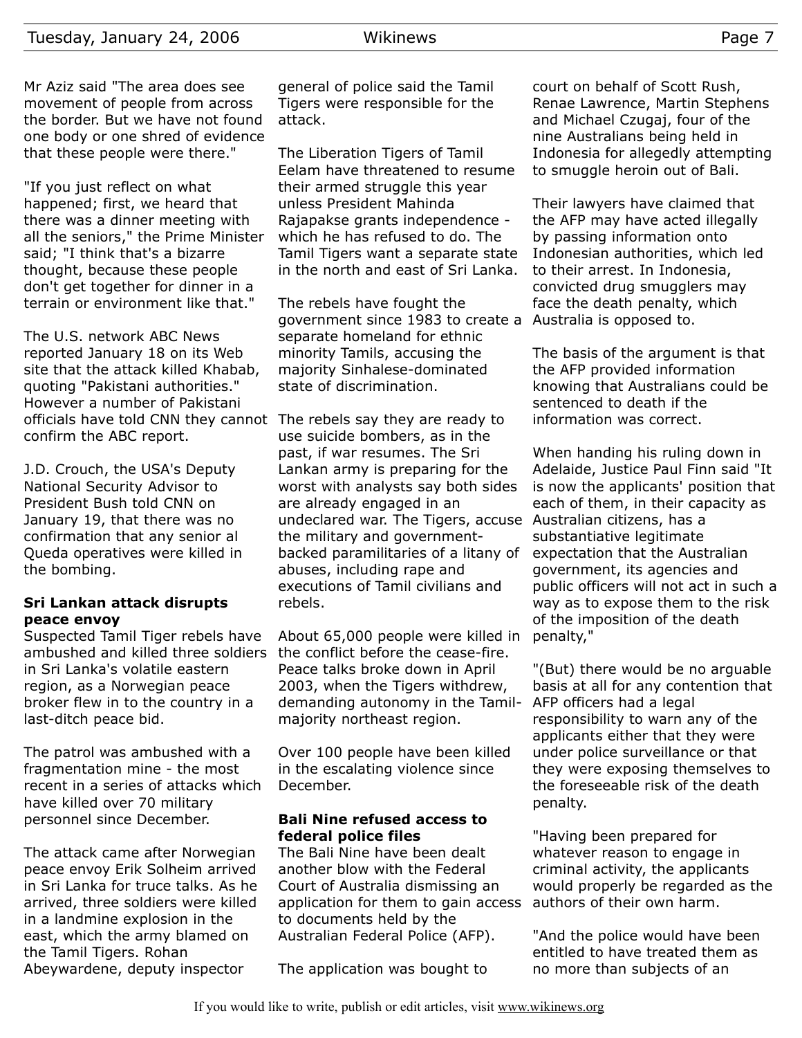Mr Aziz said "The area does see movement of people from across the border. But we have not found one body or one shred of evidence that these people were there."

"If you just reflect on what happened; first, we heard that there was a dinner meeting with all the seniors," the Prime Minister said; "I think that's a bizarre thought, because these people don't get together for dinner in a terrain or environment like that."

The U.S. network ABC News reported January 18 on its Web site that the attack killed Khabab, quoting "Pakistani authorities." However a number of Pakistani officials have told CNN they cannot confirm the ABC report.

J.D. Crouch, the USA's Deputy National Security Advisor to President Bush told CNN on January 19, that there was no confirmation that any senior al Queda operatives were killed in the bombing.

### Sri Lankan attack disrupts peace envoy

Suspected Tamil Tiger rebels have ambushed and killed three soldiers in Sri Lanka's volatile eastern region, as a Norwegian peace broker flew in to the country in a last-ditch peace bid.

The patrol was ambushed with a fragmentation mine - the most recent in a series of attacks which have killed over 70 military personnel since December.

The attack came after Norwegian peace envoy Erik Solheim arrived in Sri Lanka for truce talks. As he arrived, three soldiers were killed in a landmine explosion in the east, which the army blamed on the Tamil Tigers. Rohan Abeywardene, deputy inspector general of police said the Tamil Tigers were responsible for the attack.

The Liberation Tigers of Tamil Eelam have threatened to resume their armed struggle this year unless President Mahinda Rajapakse grants independence - which he has refused to do. The Tamil Tigers want a separate state in the north and east of Sri Lanka.

The rebels have fought the government since 1983 to create a separate homeland for ethnic minority Tamils, accusing the majority Sinhalese-dominated state of discrimination.

The rebels say they are ready to use suicide bombers, as in the past, if war resumes. The Sri Lankan army is preparing for the worst with analysts say both sides are already engaged in an undeclared war. The Tigers, accuse the military and government-backed paramilitaries of a litany of abuses, including rape and executions of Tamil civilians and rebels.

About 65,000 people were killed in the conflict before the cease-fire. Peace talks broke down in April 2003, when the Tigers withdrew, demanding autonomy in the Tamil-majority northeast region.

Over 100 people have been killed in the escalating violence since December.

### Bali Nine refused access to federal police files

The Bali Nine have been dealt another blow with the Federal Court of Australia dismissing an application for them to gain access to documents held by the Australian Federal Police (AFP).

The application was bought to court on behalf of Scott Rush, Renae Lawrence, Martin Stephens and Michael Czugaj, four of the nine Australians being held in Indonesia for allegedly attempting to smuggle heroin out of Bali.

Their lawyers have claimed that the AFP may have acted illegally by passing information onto Indonesian authorities, which led to their arrest. In Indonesia, convicted drug smugglers may face the death penalty, which Australia is opposed to.

The basis of the argument is that the AFP provided information knowing that Australians could be sentenced to death if the information was correct.

When handing his ruling down in Adelaide, Justice Paul Finn said "It is now the applicants' position that each of them, in their capacity as Australian citizens, has a substantiative legitimate expectation that the Australian government, its agencies and public officers will not act in such a way as to expose them to the risk of the imposition of the death penalty,"

"(But) there would be no arguable basis at all for any contention that AFP officers had a legal responsibility to warn any of the applicants either that they were under police surveillance or that they were exposing themselves to the foreseeable risk of the death penalty.

"Having been prepared for whatever reason to engage in criminal activity, the applicants would properly be regarded as the authors of their own harm.

"And the police would have been entitled to have treated them as no more than subjects of an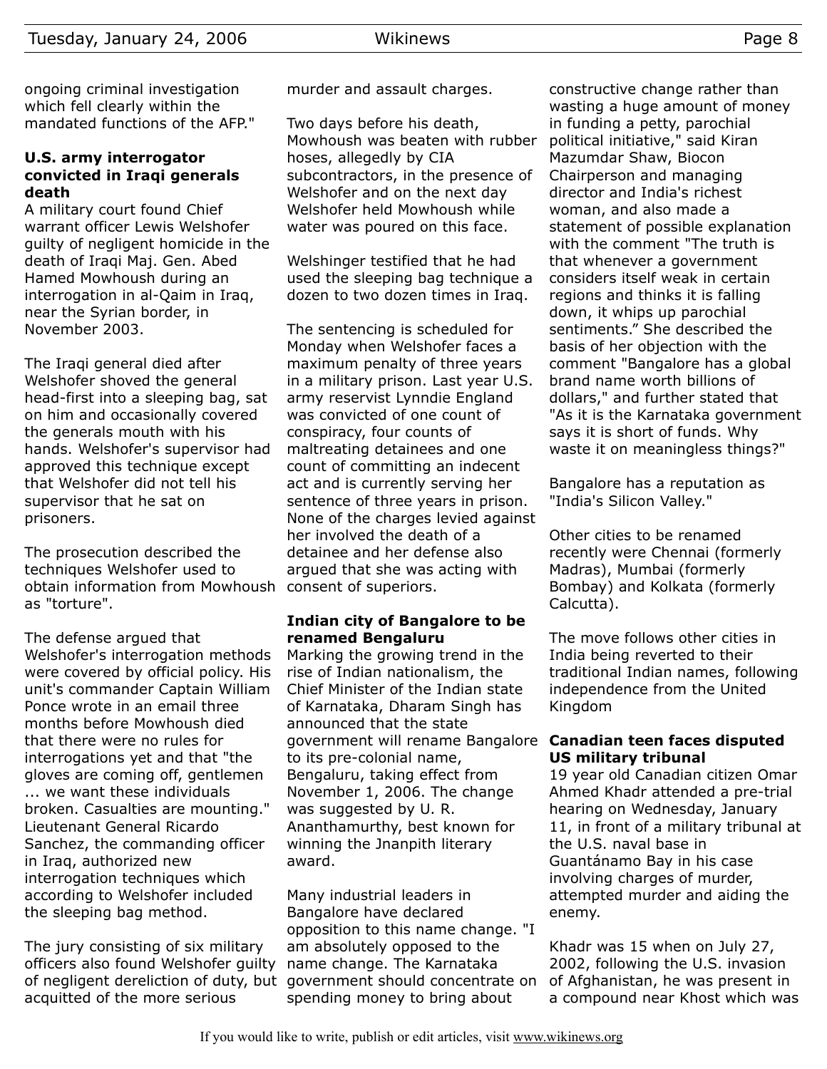ongoing criminal investigation which fell clearly within the mandated functions of the AFP."

### U.S. army interrogator convicted in Iraqi generals death

A military court found Chief warrant officer Lewis Welshofer guilty of negligent homicide in the death of Iraqi Maj. Gen. Abed Hamed Mowhoush during an interrogation in al-Qaim in Iraq, near the Syrian border, in November 2003.

The Iraqi general died after Welshofer shoved the general head-first into a sleeping bag, sat on him and occasionally covered the generals mouth with his hands. Welshofer's supervisor had approved this technique except that Welshofer did not tell his supervisor that he sat on prisoners.

The prosecution described the techniques Welshofer used to obtain information from Mowhoush as "torture".

The defense argued that Welshofer's interrogation methods were covered by official policy. His unit's commander Captain William Ponce wrote in an email three months before Mowhoush died that there were no rules for interrogations yet and that "the gloves are coming off, gentlemen ... we want these individuals broken. Casualties are mounting." Lieutenant General Ricardo Sanchez, the commanding officer in Iraq, authorized new interrogation techniques which according to Welshofer included the sleeping bag method.

The jury consisting of six military officers also found Welshofer guilty of negligent dereliction of duty, but acquitted of the more serious murder and assault charges.

Two days before his death, Mowhoush was beaten with rubber hoses, allegedly by CIA subcontractors, in the presence of Welshofer and on the next day Welshofer held Mowhoush while water was poured on this face.

Welshinger testified that he had used the sleeping bag technique a dozen to two dozen times in Iraq.

The sentencing is scheduled for Monday when Welshofer faces a maximum penalty of three years in a military prison. Last year U.S. army reservist Lynndie England was convicted of one count of conspiracy, four counts of maltreating detainees and one count of committing an indecent act and is currently serving her sentence of three years in prison. None of the charges levied against her involved the death of a detainee and her defense also argued that she was acting with consent of superiors.

### Indian city of Bangalore to be renamed Bengaluru

Marking the growing trend in the rise of Indian nationalism, the Chief Minister of the Indian state of Karnataka, Dharam Singh has announced that the state government will rename Bangalore to its pre-colonial name, Bengaluru, taking effect from November 1, 2006. The change was suggested by U. R. Ananthamurthy, best known for winning the Jnanpith literary award.

Many industrial leaders in Bangalore have declared opposition to this name change. "I am absolutely opposed to the name change. The Karnataka government should concentrate on spending money to bring about constructive change rather than wasting a huge amount of money in funding a petty, parochial political initiative," said Kiran Mazumdar Shaw, Biocon Chairperson and managing director and India's richest woman, and also made a statement of possible explanation with the comment "The truth is that whenever a government considers itself weak in certain regions and thinks it is falling down, it whips up parochial sentiments.” She described the basis of her objection with the comment "Bangalore has a global brand name worth billions of dollars," and further stated that "As it is the Karnataka government says it is short of funds. Why waste it on meaningless things?"

Bangalore has a reputation as "India's Silicon Valley."

Other cities to be renamed recently were Chennai (formerly Madras), Mumbai (formerly Bombay) and Kolkata (formerly Calcutta).

The move follows other cities in India being reverted to their traditional Indian names, following independence from the United Kingdom

### Canadian teen faces disputed US military tribunal

19 year old Canadian citizen Omar Ahmed Khadr attended a pre-trial hearing on Wednesday, January 11, in front of a military tribunal at the U.S. naval base in Guantánamo Bay in his case involving charges of murder, attempted murder and aiding the enemy.

Khadr was 15 when on July 27, 2002, following the U.S. invasion of Afghanistan, he was present in a compound near Khost which was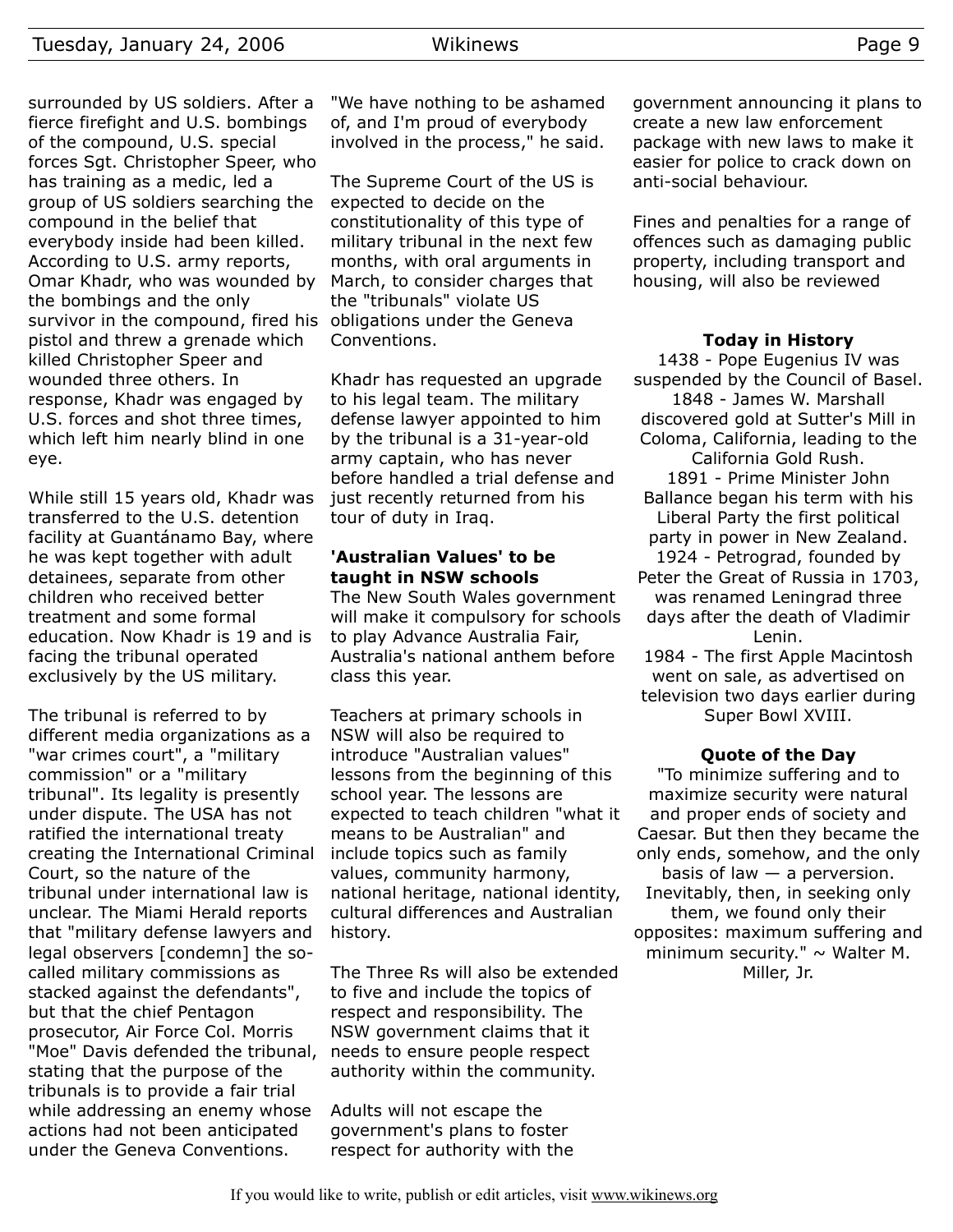surrounded by US soldiers. After a fierce firefight and U.S. bombings of the compound, U.S. special forces Sgt. Christopher Speer, who has training as a medic, led a group of US soldiers searching the compound in the belief that everybody inside had been killed. According to U.S. army reports, Omar Khadr, who was wounded by the bombings and the only survivor in the compound, fired his pistol and threw a grenade which killed Christopher Speer and wounded three others. In response, Khadr was engaged by U.S. forces and shot three times, which left him nearly blind in one eye.

While still 15 years old, Khadr was transferred to the U.S. detention facility at Guantánamo Bay, where he was kept together with adult detainees, separate from other children who received better treatment and some formal education. Now Khadr is 19 and is facing the tribunal operated exclusively by the US military.

The tribunal is referred to by different media organizations as a "war crimes court", a "military commission" or a "military tribunal". Its legality is presently under dispute. The USA has not ratified the international treaty creating the International Criminal Court, so the nature of the tribunal under international law is unclear. The Miami Herald reports that "military defense lawyers and legal observers [condemn] the so-called military commissions as stacked against the defendants", but that the chief Pentagon prosecutor, Air Force Col. Morris "Moe" Davis defended the tribunal, stating that the purpose of the tribunals is to provide a fair trial while addressing an enemy whose actions had not been anticipated under the Geneva Conventions.

"We have nothing to be ashamed of, and I'm proud of everybody involved in the process," he said.

The Supreme Court of the US is expected to decide on the constitutionality of this type of military tribunal in the next few months, with oral arguments in March, to consider charges that the "tribunals" violate US obligations under the Geneva Conventions.

Khadr has requested an upgrade to his legal team. The military defense lawyer appointed to him by the tribunal is a 31-year-old army captain, who has never before handled a trial defense and just recently returned from his tour of duty in Iraq.

### 'Australian Values' to be taught in NSW schools

The New South Wales government will make it compulsory for schools to play Advance Australia Fair, Australia's national anthem before class this year.

Teachers at primary schools in NSW will also be required to introduce "Australian values" lessons from the beginning of this school year. The lessons are expected to teach children "what it means to be Australian" and include topics such as family values, community harmony, national heritage, national identity, cultural differences and Australian history.

The Three Rs will also be extended to five and include the topics of respect and responsibility. The NSW government claims that it needs to ensure people respect authority within the community.

Adults will not escape the government's plans to foster respect for authority with the government announcing it plans to create a new law enforcement package with new laws to make it easier for police to crack down on anti-social behaviour.

Fines and penalties for a range of offences such as damaging public property, including transport and housing, will also be reviewed

### Today in History

1438 - Pope Eugenius IV was suspended by the Council of Basel.
1848 - James W. Marshall discovered gold at Sutter's Mill in Coloma, California, leading to the California Gold Rush.
1891 - Prime Minister John Ballance began his term with his Liberal Party the first political party in power in New Zealand.
1924 - Petrograd, founded by Peter the Great of Russia in 1703, was renamed Leningrad three days after the death of Vladimir Lenin.
1984 - The first Apple Macintosh went on sale, as advertised on television two days earlier during Super Bowl XVIII.

### Quote of the Day

"To minimize suffering and to maximize security were natural and proper ends of society and Caesar. But then they became the only ends, somehow, and the only basis of law — a perversion. Inevitably, then, in seeking only them, we found only their opposites: maximum suffering and minimum security." ~ Walter M. Miller, Jr.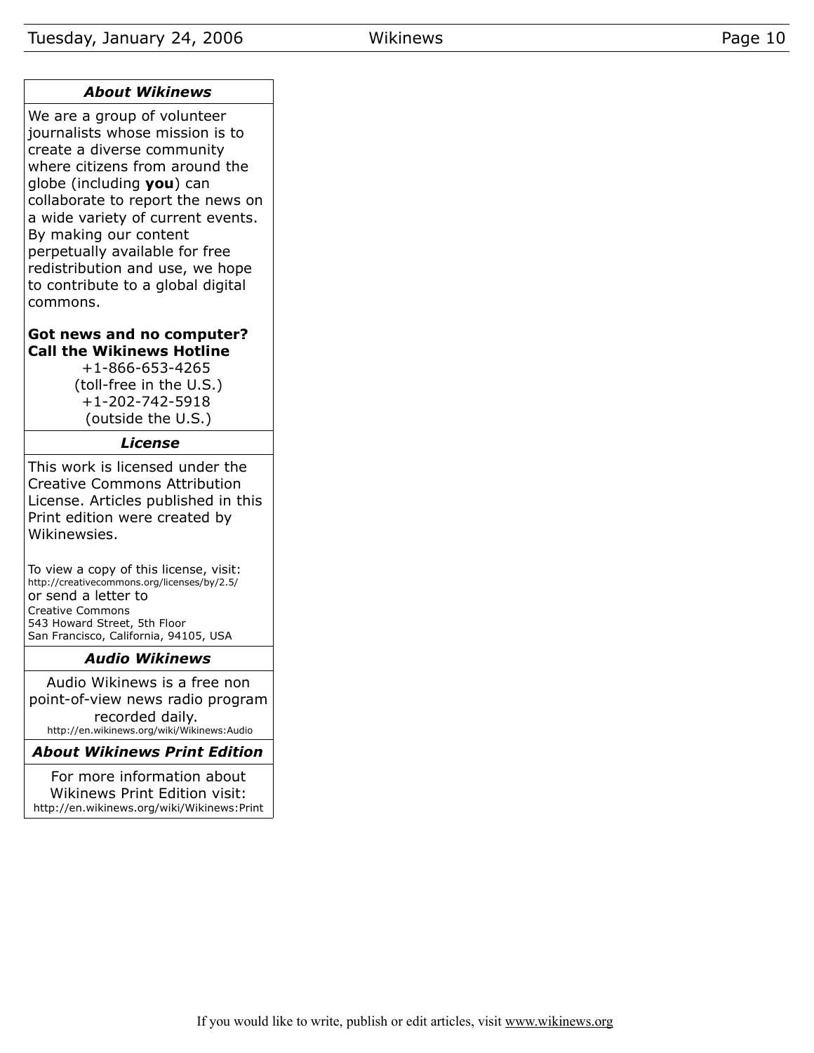### *About Wikinews*

We are a group of volunteer journalists whose mission is to create a diverse community where citizens from around the globe (including **you**) can collaborate to report the news on a wide variety of current events. By making our content perpetually available for free redistribution and use, we hope to contribute to a global digital commons.

**Got news and no computer?**
**Call the Wikinews Hotline**

+1-866-653-4265
(toll-free in the U.S.)
+1-202-742-5918
(outside the U.S.)

### *License*

This work is licensed under the Creative Commons Attribution License. Articles published in this Print edition were created by Wikinewsies.

To view a copy of this license, visit:
http://creativecommons.org/licenses/by/2.5/
or send a letter to
Creative Commons
543 Howard Street, 5th Floor
San Francisco, California, 94105, USA

### *Audio Wikinews*

Audio Wikinews is a free non point-of-view news radio program recorded daily.
http://en.wikinews.org/wiki/Wikinews:Audio

### *About Wikinews Print Edition*

For more information about Wikinews Print Edition visit:
http://en.wikinews.org/wiki/Wikinews:Print

If you would like to write, publish or edit articles, visit www.wikinews.org